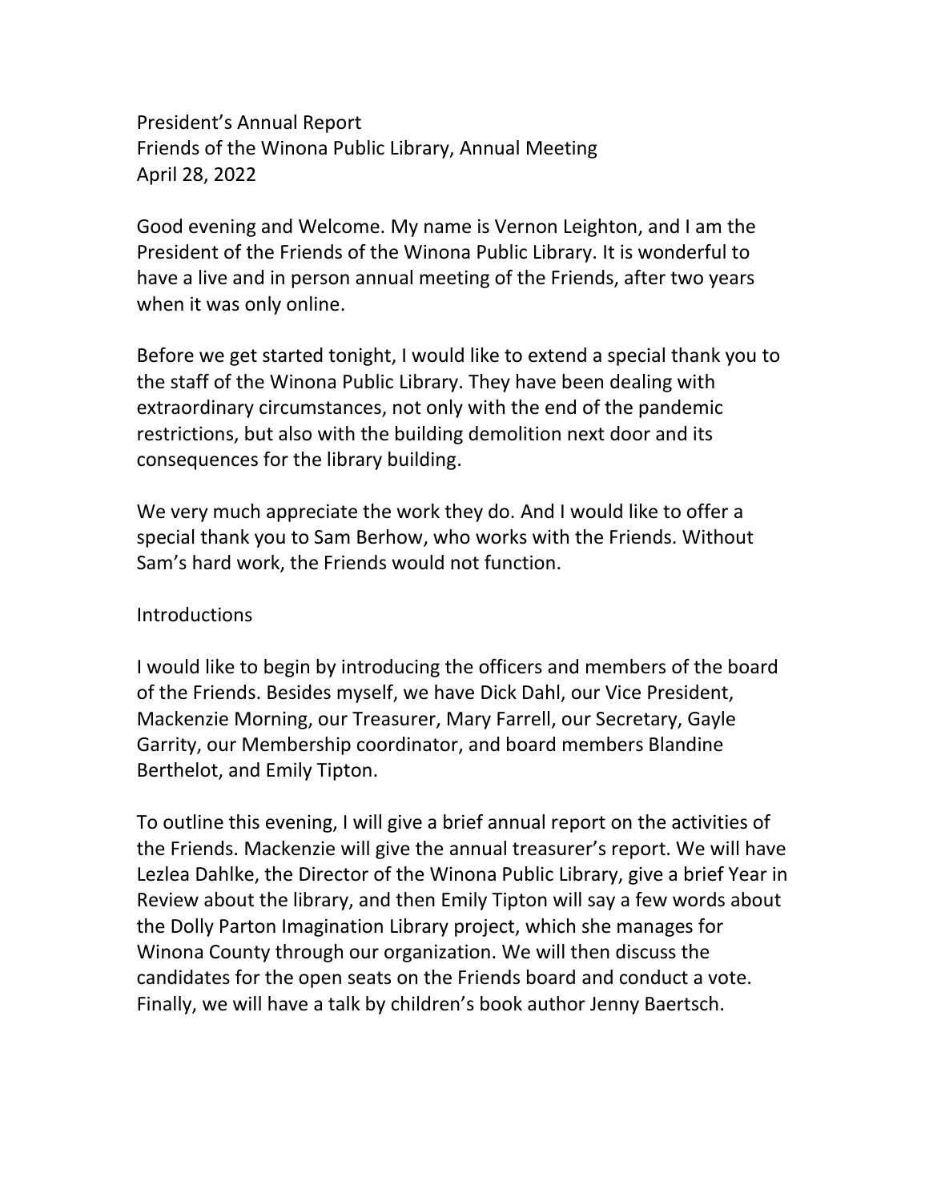President's Annual Report
Friends of the Winona Public Library, Annual Meeting
April 28, 2022

Good evening and Welcome. My name is Vernon Leighton, and I am the President of the Friends of the Winona Public Library. It is wonderful to have a live and in person annual meeting of the Friends, after two years when it was only online.

Before we get started tonight, I would like to extend a special thank you to the staff of the Winona Public Library. They have been dealing with extraordinary circumstances, not only with the end of the pandemic restrictions, but also with the building demolition next door and its consequences for the library building.

We very much appreciate the work they do. And I would like to offer a special thank you to Sam Berhow, who works with the Friends. Without Sam's hard work, the Friends would not function.

## Introductions

I would like to begin by introducing the officers and members of the board of the Friends. Besides myself, we have Dick Dahl, our Vice President, Mackenzie Morning, our Treasurer, Mary Farrell, our Secretary, Gayle Garrity, our Membership coordinator, and board members Blandine Berthelot, and Emily Tipton.

To outline this evening, I will give a brief annual report on the activities of the Friends. Mackenzie will give the annual treasurer's report. We will have Lezlea Dahlke, the Director of the Winona Public Library, give a brief Year in Review about the library, and then Emily Tipton will say a few words about the Dolly Parton Imagination Library project, which she manages for Winona County through our organization. We will then discuss the candidates for the open seats on the Friends board and conduct a vote. Finally, we will have a talk by children's book author Jenny Baertsch.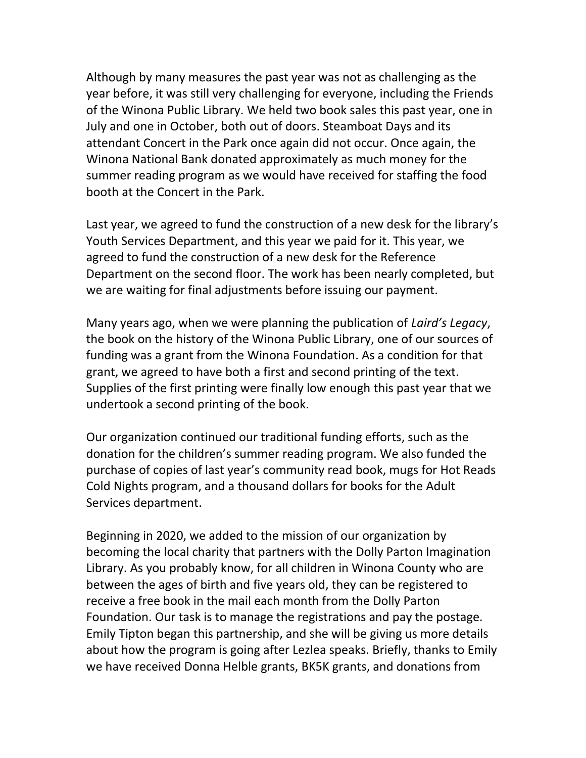Although by many measures the past year was not as challenging as the year before, it was still very challenging for everyone, including the Friends of the Winona Public Library. We held two book sales this past year, one in July and one in October, both out of doors. Steamboat Days and its attendant Concert in the Park once again did not occur. Once again, the Winona National Bank donated approximately as much money for the summer reading program as we would have received for staffing the food booth at the Concert in the Park.

Last year, we agreed to fund the construction of a new desk for the library's Youth Services Department, and this year we paid for it. This year, we agreed to fund the construction of a new desk for the Reference Department on the second floor. The work has been nearly completed, but we are waiting for final adjustments before issuing our payment.

Many years ago, when we were planning the publication of *Laird's Legacy*, the book on the history of the Winona Public Library, one of our sources of funding was a grant from the Winona Foundation. As a condition for that grant, we agreed to have both a first and second printing of the text. Supplies of the first printing were finally low enough this past year that we undertook a second printing of the book.

Our organization continued our traditional funding efforts, such as the donation for the children's summer reading program. We also funded the purchase of copies of last year's community read book, mugs for Hot Reads Cold Nights program, and a thousand dollars for books for the Adult Services department.

Beginning in 2020, we added to the mission of our organization by becoming the local charity that partners with the Dolly Parton Imagination Library. As you probably know, for all children in Winona County who are between the ages of birth and five years old, they can be registered to receive a free book in the mail each month from the Dolly Parton Foundation. Our task is to manage the registrations and pay the postage. Emily Tipton began this partnership, and she will be giving us more details about how the program is going after Lezlea speaks. Briefly, thanks to Emily we have received Donna Helble grants, BK5K grants, and donations from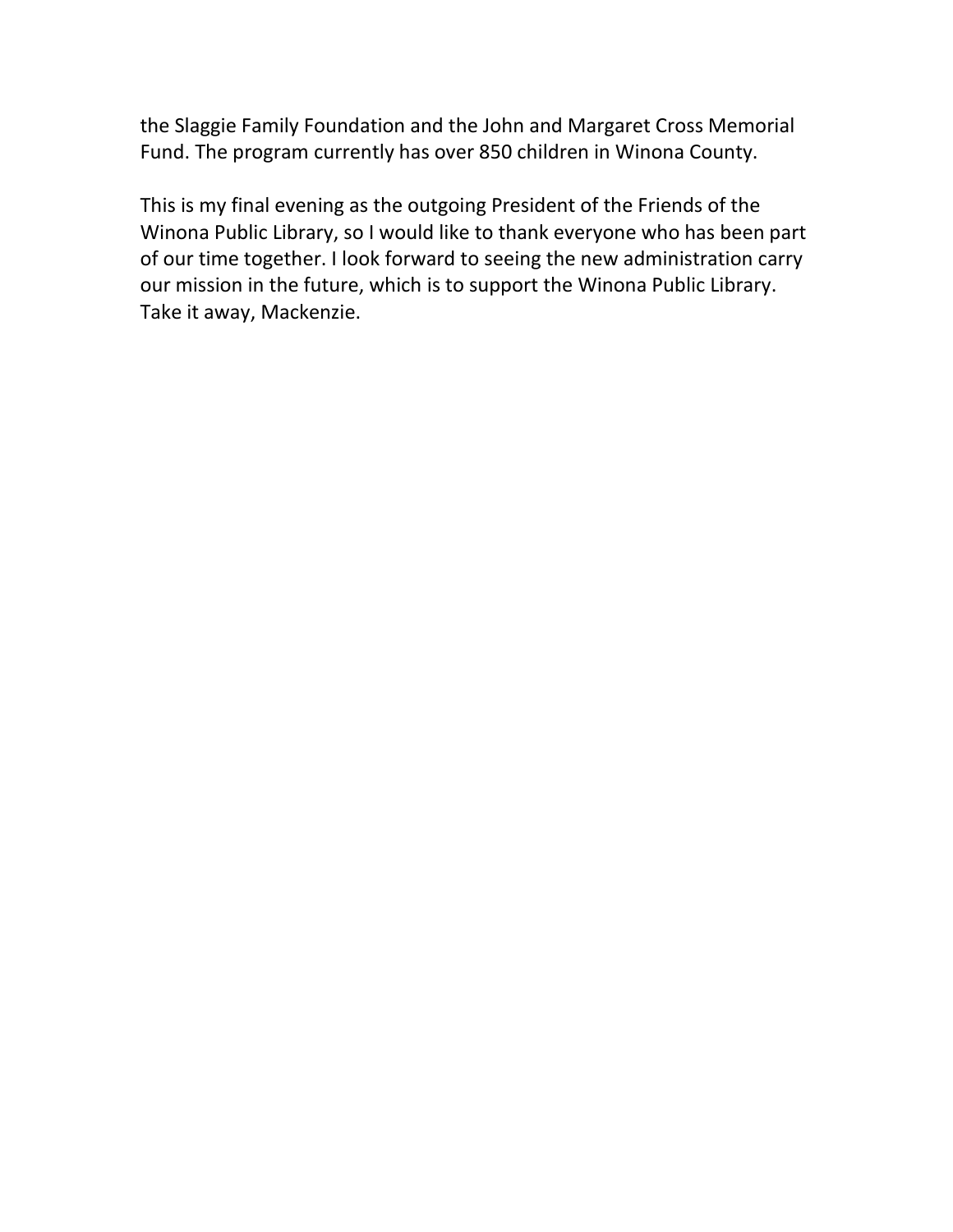the Slaggie Family Foundation and the John and Margaret Cross Memorial Fund. The program currently has over 850 children in Winona County.

This is my final evening as the outgoing President of the Friends of the Winona Public Library, so I would like to thank everyone who has been part of our time together. I look forward to seeing the new administration carry our mission in the future, which is to support the Winona Public Library. Take it away, Mackenzie.